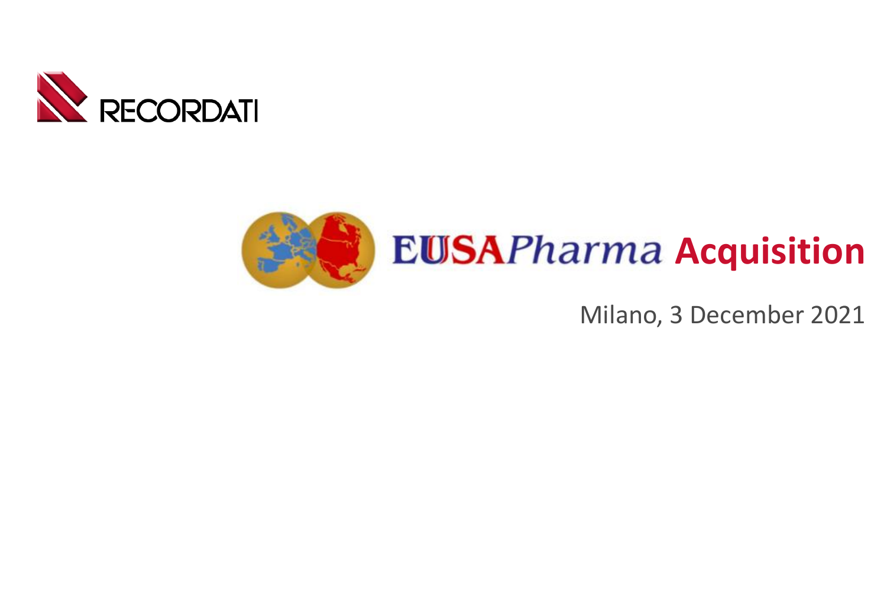RECORDATI

# EUSAPharma Acquisition

Milano, 3 December 2021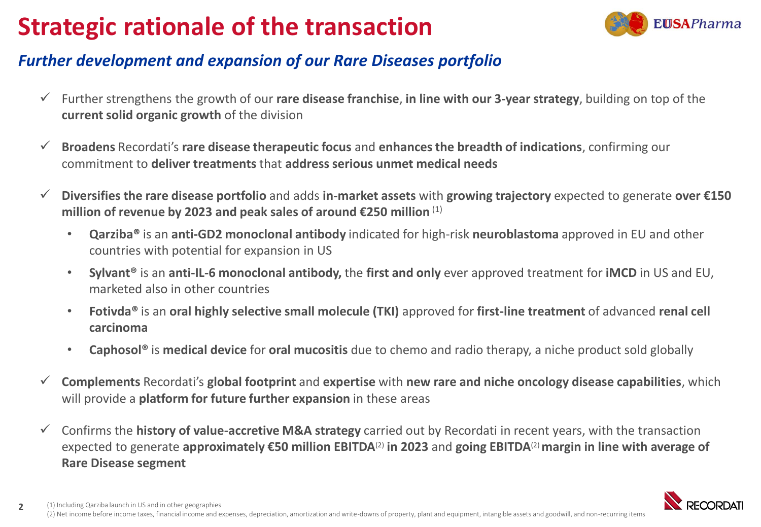# Strategic rationale of the transaction

## *Further development and expansion of our Rare Diseases portfolio*

- ✓ Further strengthens the growth of our **rare disease franchise**, **in line with our 3-year strategy**, building on top of the **current solid organic growth** of the division
- ✓ **Broadens** Recordati's **rare disease therapeutic focus** and **enhances the breadth of indications**, confirming our commitment to **deliver treatments** that **address serious unmet medical needs**
- ✓ **Diversifies the rare disease portfolio** and adds **in-market assets** with **growing trajectory** expected to generate **over €150 million of revenue by 2023 and peak sales of around €250 million** (1)
  - **Qarziba®** is an **anti-GD2 monoclonal antibody** indicated for high-risk **neuroblastoma** approved in EU and other countries with potential for expansion in US
  - **Sylvant®** is an **anti-IL-6 monoclonal antibody,** the **first and only** ever approved treatment for **iMCD** in US and EU, marketed also in other countries
  - **Fotivda®** is an **oral highly selective small molecule (TKI)** approved for **first-line treatment** of advanced **renal cell carcinoma**
  - **Caphosol®** is **medical device** for **oral mucositis** due to chemo and radio therapy, a niche product sold globally
- ✓ **Complements** Recordati's **global footprint** and **expertise** with **new rare and niche oncology disease capabilities**, which will provide a **platform for future further expansion** in these areas
- ✓ Confirms the **history of value-accretive M&A strategy** carried out by Recordati in recent years, with the transaction expected to generate **approximately €50 million EBITDA**(2) **in 2023** and **going EBITDA**(2) **margin in line with average of Rare Disease segment**

(1) Including Qarziba launch in US and in other geographies

(2) Net income before income taxes, financial income and expenses, depreciation, amortization and write-downs of property, plant and equipment, intangible assets and goodwill, and non-recurring items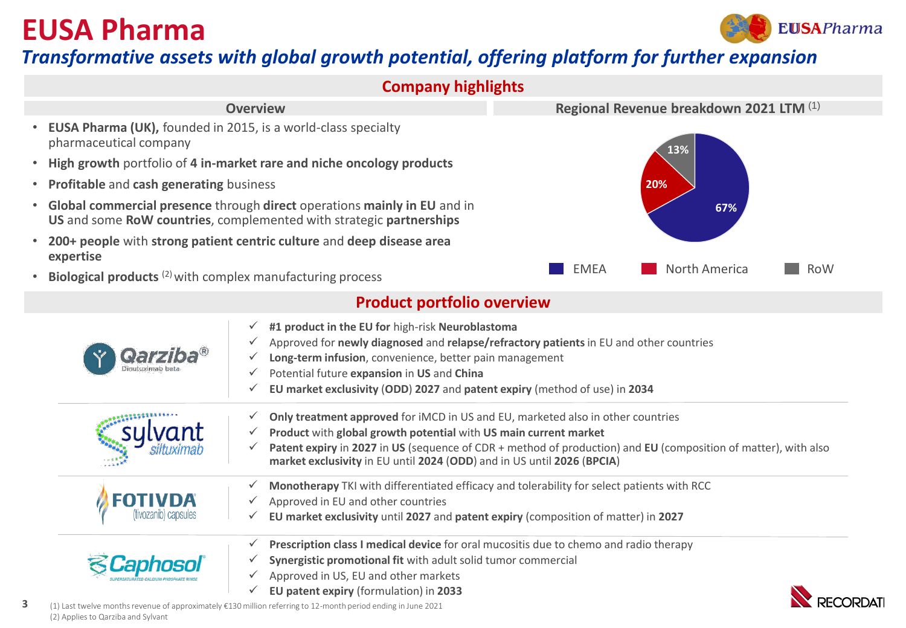# EUSA Pharma

*Transformative assets with global growth potential, offering platform for further expansion*

## Company highlights

### Overview

- **EUSA Pharma (UK),** founded in 2015, is a world-class specialty pharmaceutical company
- **High growth** portfolio of **4 in-market rare and niche oncology products**
- **Profitable** and **cash generating** business
- **Global commercial presence** through **direct** operations **mainly in EU** and in **US** and some **RoW countries**, complemented with strategic **partnerships**
- **200+ people** with **strong patient centric culture** and **deep disease area expertise**
- **Biological products** [2] with complex manufacturing process

### Regional Revenue breakdown 2021 LTM [1]

| Region | Share |
|---|---|
| EMEA | 67% |
| North America | 20% |
| RoW | 13% |

## Product portfolio overview

**Qarziba® (Dinutuximab beta)**

- **#1 product in the EU for** high-risk **Neuroblastoma**
- Approved for **newly diagnosed** and **relapse/refractory patients** in EU and other countries
- **Long-term infusion**, convenience, better pain management
- Potential future **expansion** in **US** and **China**
- **EU market exclusivity** (**ODD**) **2027** and **patent expiry** (method of use) in **2034**

**Sylvant (siltuximab)**

- **Only treatment approved** for iMCD in US and EU, marketed also in other countries
- **Product** with **global growth potential** with **US main current market**
- **Patent expiry** in **2027** in **US** (sequence of CDR + method of production) and **EU** (composition of matter), with also **market exclusivity** in EU until **2024** (**ODD**) and in US until **2026** (**BPCIA**)

**FOTIVDA (tivozanib) capsules**

- **Monotherapy** TKI with differentiated efficacy and tolerability for select patients with RCC
- Approved in EU and other countries
- **EU market exclusivity** until **2027** and **patent expiry** (composition of matter) in **2027**

**Caphosol® (Supersaturated calcium phosphate rinse)**

- **Prescription class I medical device** for oral mucositis due to chemo and radio therapy
- **Synergistic promotional fit** with adult solid tumor commercial
- Approved in US, EU and other markets
- **EU patent expiry** (formulation) in **2033**

(1) Last twelve months revenue of approximately €130 million referring to 12-month period ending in June 2021
(2) Applies to Qarziba and Sylvant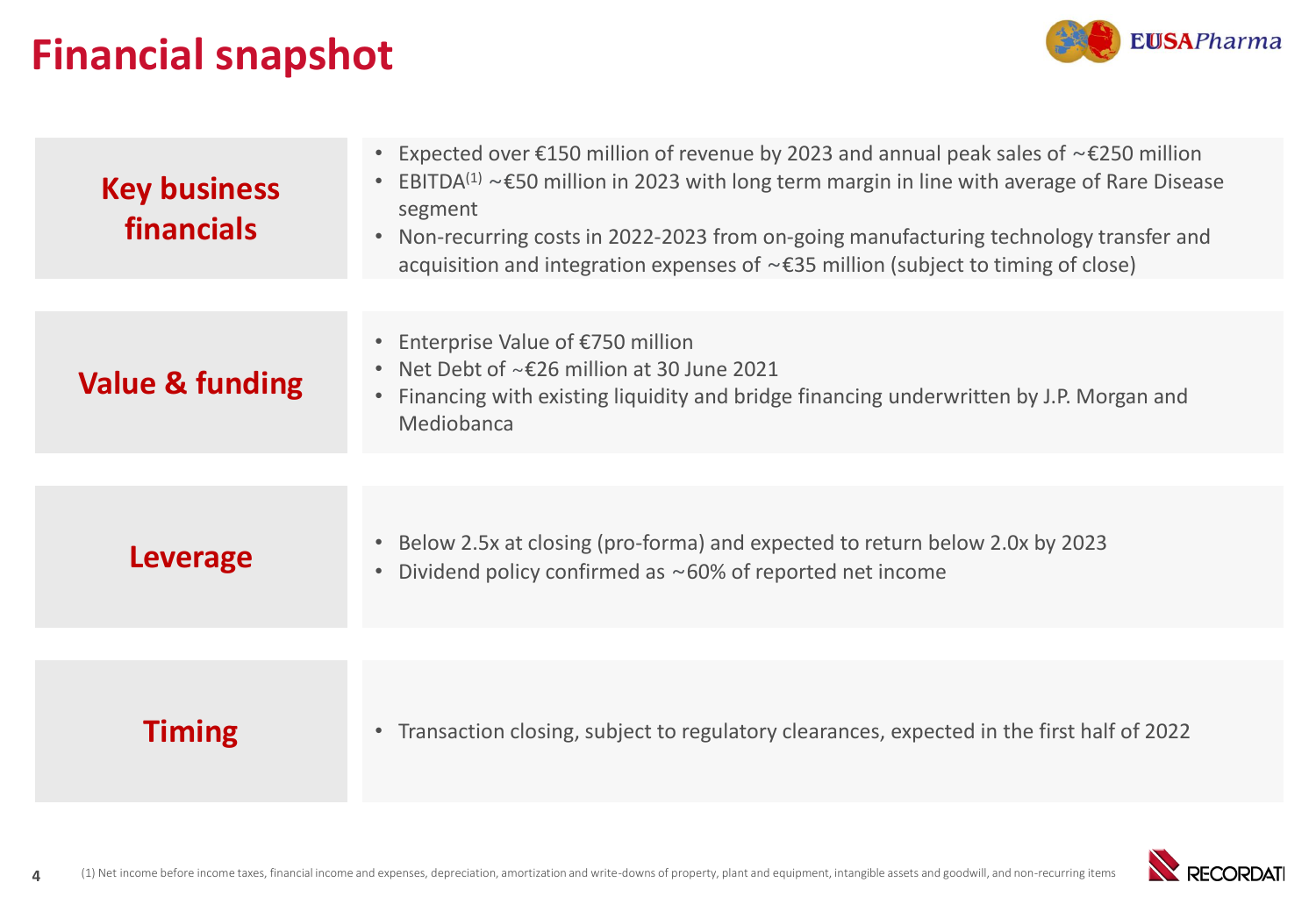# Financial snapshot

## Key business financials

- Expected over €150 million of revenue by 2023 and annual peak sales of ~€250 million
- EBITDA[1] ~€50 million in 2023 with long term margin in line with average of Rare Disease segment
- Non-recurring costs in 2022-2023 from on-going manufacturing technology transfer and acquisition and integration expenses of ~€35 million (subject to timing of close)

## Value & funding

- Enterprise Value of €750 million
- Net Debt of ~€26 million at 30 June 2021
- Financing with existing liquidity and bridge financing underwritten by J.P. Morgan and Mediobanca

## Leverage

- Below 2.5x at closing (pro-forma) and expected to return below 2.0x by 2023
- Dividend policy confirmed as ~60% of reported net income

## Timing

- Transaction closing, subject to regulatory clearances, expected in the first half of 2022

(1) Net income before income taxes, financial income and expenses, depreciation, amortization and write-downs of property, plant and equipment, intangible assets and goodwill, and non-recurring items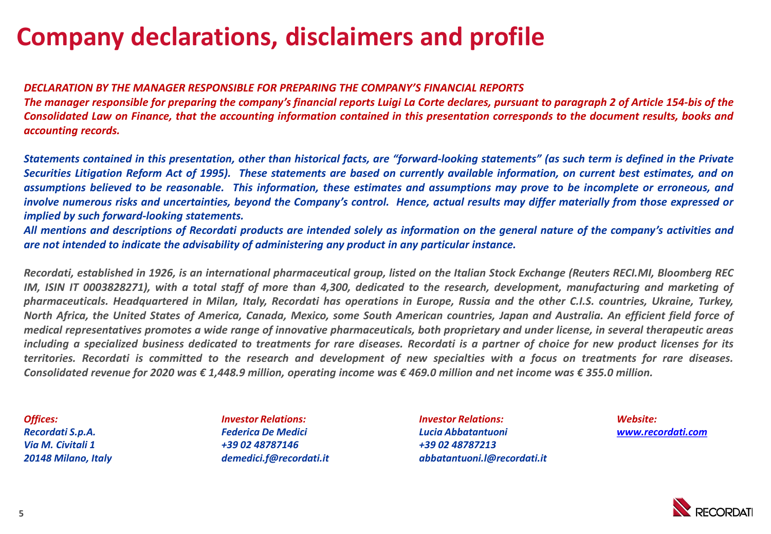# Company declarations, disclaimers and profile

***DECLARATION BY THE MANAGER RESPONSIBLE FOR PREPARING THE COMPANY'S FINANCIAL REPORTS***

***The manager responsible for preparing the company's financial reports Luigi La Corte declares, pursuant to paragraph 2 of Article 154-bis of the Consolidated Law on Finance, that the accounting information contained in this presentation corresponds to the document results, books and accounting records.***

***Statements contained in this presentation, other than historical facts, are "forward-looking statements" (as such term is defined in the Private Securities Litigation Reform Act of 1995). These statements are based on currently available information, on current best estimates, and on assumptions believed to be reasonable. This information, these estimates and assumptions may prove to be incomplete or erroneous, and involve numerous risks and uncertainties, beyond the Company's control. Hence, actual results may differ materially from those expressed or implied by such forward-looking statements.***

***All mentions and descriptions of Recordati products are intended solely as information on the general nature of the company's activities and are not intended to indicate the advisability of administering any product in any particular instance.***

***Recordati, established in 1926, is an international pharmaceutical group, listed on the Italian Stock Exchange (Reuters RECI.MI, Bloomberg REC IM, ISIN IT 0003828271), with a total staff of more than 4,300, dedicated to the research, development, manufacturing and marketing of pharmaceuticals. Headquartered in Milan, Italy, Recordati has operations in Europe, Russia and the other C.I.S. countries, Ukraine, Turkey, North Africa, the United States of America, Canada, Mexico, some South American countries, Japan and Australia. An efficient field force of medical representatives promotes a wide range of innovative pharmaceuticals, both proprietary and under license, in several therapeutic areas including a specialized business dedicated to treatments for rare diseases. Recordati is a partner of choice for new product licenses for its territories. Recordati is committed to the research and development of new specialties with a focus on treatments for rare diseases. Consolidated revenue for 2020 was € 1,448.9 million, operating income was € 469.0 million and net income was € 355.0 million.***

***Offices:***
***Recordati S.p.A.***
***Via M. Civitali 1***
***20148 Milano, Italy***

***Investor Relations:***
***Federica De Medici***
***+39 02 48787146***
***demedici.f@recordati.it***

***Investor Relations:***
***Lucia Abbatantuoni***
***+39 02 48787213***
***abbatantuoni.l@recordati.it***

***Website:***
***www.recordati.com***